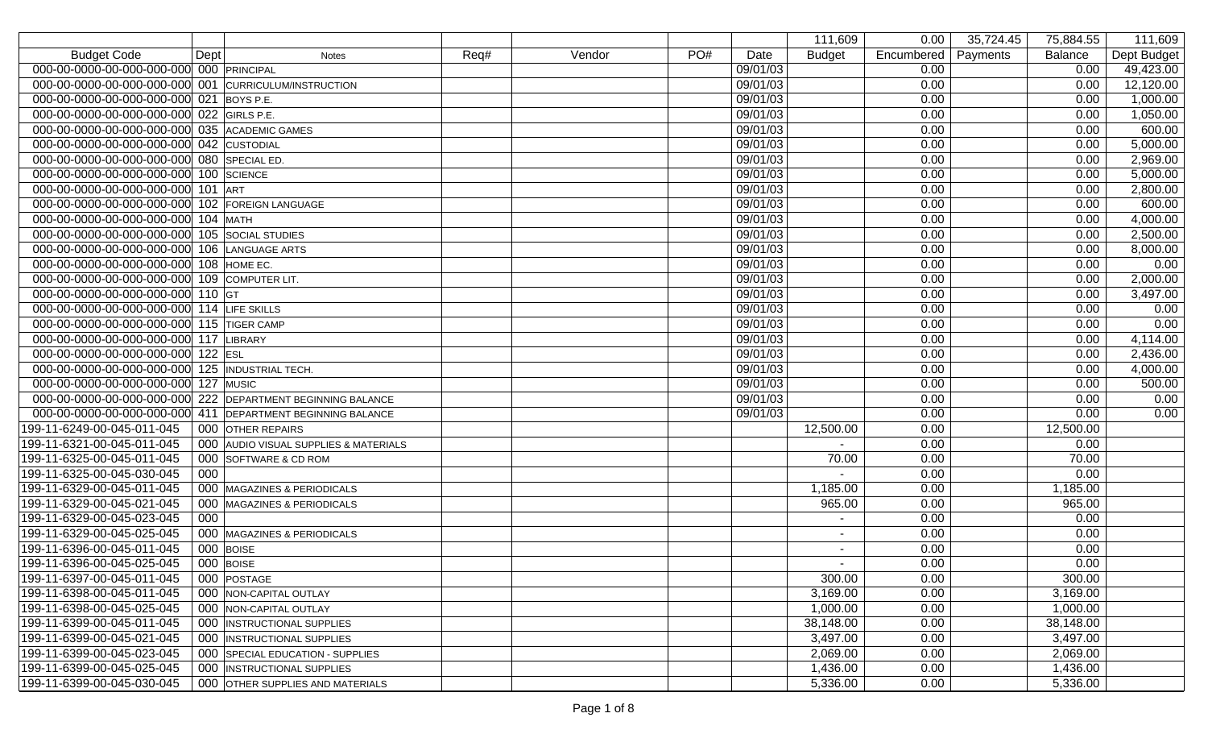| Budget Code | Dept | Notes | Req# | Vendor | PO# | Date | Budget | Encumbered | Payments | Balance | Dept Budget |
|---|---|---|---|---|---|---|---|---|---|---|---|
| | | | | | | | 111,609 | 0.00 | 35,724.45 | 75,884.55 | 111,609 |
| 000-00-0000-00-000-000-000 | 000 | PRINCIPAL | | | | 09/01/03 | | 0.00 | | 0.00 | 49,423.00 |
| 000-00-0000-00-000-000-000 | 001 | CURRICULUM/INSTRUCTION | | | | 09/01/03 | | 0.00 | | 0.00 | 12,120.00 |
| 000-00-0000-00-000-000-000 | 021 | BOYS P.E. | | | | 09/01/03 | | 0.00 | | 0.00 | 1,000.00 |
| 000-00-0000-00-000-000-000 | 022 | GIRLS P.E. | | | | 09/01/03 | | 0.00 | | 0.00 | 1,050.00 |
| 000-00-0000-00-000-000-000 | 035 | ACADEMIC GAMES | | | | 09/01/03 | | 0.00 | | 0.00 | 600.00 |
| 000-00-0000-00-000-000-000 | 042 | CUSTODIAL | | | | 09/01/03 | | 0.00 | | 0.00 | 5,000.00 |
| 000-00-0000-00-000-000-000 | 080 | SPECIAL ED. | | | | 09/01/03 | | 0.00 | | 0.00 | 2,969.00 |
| 000-00-0000-00-000-000-000 | 100 | SCIENCE | | | | 09/01/03 | | 0.00 | | 0.00 | 5,000.00 |
| 000-00-0000-00-000-000-000 | 101 | ART | | | | 09/01/03 | | 0.00 | | 0.00 | 2,800.00 |
| 000-00-0000-00-000-000-000 | 102 | FOREIGN LANGUAGE | | | | 09/01/03 | | 0.00 | | 0.00 | 600.00 |
| 000-00-0000-00-000-000-000 | 104 | MATH | | | | 09/01/03 | | 0.00 | | 0.00 | 4,000.00 |
| 000-00-0000-00-000-000-000 | 105 | SOCIAL STUDIES | | | | 09/01/03 | | 0.00 | | 0.00 | 2,500.00 |
| 000-00-0000-00-000-000-000 | 106 | LANGUAGE ARTS | | | | 09/01/03 | | 0.00 | | 0.00 | 8,000.00 |
| 000-00-0000-00-000-000-000 | 108 | HOME EC. | | | | 09/01/03 | | 0.00 | | 0.00 | 0.00 |
| 000-00-0000-00-000-000-000 | 109 | COMPUTER LIT. | | | | 09/01/03 | | 0.00 | | 0.00 | 2,000.00 |
| 000-00-0000-00-000-000-000 | 110 | GT | | | | 09/01/03 | | 0.00 | | 0.00 | 3,497.00 |
| 000-00-0000-00-000-000-000 | 114 | LIFE SKILLS | | | | 09/01/03 | | 0.00 | | 0.00 | 0.00 |
| 000-00-0000-00-000-000-000 | 115 | TIGER CAMP | | | | 09/01/03 | | 0.00 | | 0.00 | 0.00 |
| 000-00-0000-00-000-000-000 | 117 | LIBRARY | | | | 09/01/03 | | 0.00 | | 0.00 | 4,114.00 |
| 000-00-0000-00-000-000-000 | 122 | ESL | | | | 09/01/03 | | 0.00 | | 0.00 | 2,436.00 |
| 000-00-0000-00-000-000-000 | 125 | INDUSTRIAL TECH. | | | | 09/01/03 | | 0.00 | | 0.00 | 4,000.00 |
| 000-00-0000-00-000-000-000 | 127 | MUSIC | | | | 09/01/03 | | 0.00 | | 0.00 | 500.00 |
| 000-00-0000-00-000-000-000 | 222 | DEPARTMENT BEGINNING BALANCE | | | | 09/01/03 | | 0.00 | | 0.00 | 0.00 |
| 000-00-0000-00-000-000-000 | 411 | DEPARTMENT BEGINNING BALANCE | | | | 09/01/03 | | 0.00 | | 0.00 | 0.00 |
| 199-11-6249-00-045-011-045 | 000 | OTHER REPAIRS | | | | | 12,500.00 | 0.00 | | 12,500.00 | |
| 199-11-6321-00-045-011-045 | 000 | AUDIO VISUAL SUPPLIES & MATERIALS | | | | | - | 0.00 | | 0.00 | |
| 199-11-6325-00-045-011-045 | 000 | SOFTWARE & CD ROM | | | | | 70.00 | 0.00 | | 70.00 | |
| 199-11-6325-00-045-030-045 | 000 | | | | | | - | 0.00 | | 0.00 | |
| 199-11-6329-00-045-011-045 | 000 | MAGAZINES & PERIODICALS | | | | | 1,185.00 | 0.00 | | 1,185.00 | |
| 199-11-6329-00-045-021-045 | 000 | MAGAZINES & PERIODICALS | | | | | 965.00 | 0.00 | | 965.00 | |
| 199-11-6329-00-045-023-045 | 000 | | | | | | - | 0.00 | | 0.00 | |
| 199-11-6329-00-045-025-045 | 000 | MAGAZINES & PERIODICALS | | | | | - | 0.00 | | 0.00 | |
| 199-11-6396-00-045-011-045 | 000 | BOISE | | | | | - | 0.00 | | 0.00 | |
| 199-11-6396-00-045-025-045 | 000 | BOISE | | | | | - | 0.00 | | 0.00 | |
| 199-11-6397-00-045-011-045 | 000 | POSTAGE | | | | | 300.00 | 0.00 | | 300.00 | |
| 199-11-6398-00-045-011-045 | 000 | NON-CAPITAL OUTLAY | | | | | 3,169.00 | 0.00 | | 3,169.00 | |
| 199-11-6398-00-045-025-045 | 000 | NON-CAPITAL OUTLAY | | | | | 1,000.00 | 0.00 | | 1,000.00 | |
| 199-11-6399-00-045-011-045 | 000 | INSTRUCTIONAL SUPPLIES | | | | | 38,148.00 | 0.00 | | 38,148.00 | |
| 199-11-6399-00-045-021-045 | 000 | INSTRUCTIONAL SUPPLIES | | | | | 3,497.00 | 0.00 | | 3,497.00 | |
| 199-11-6399-00-045-023-045 | 000 | SPECIAL EDUCATION - SUPPLIES | | | | | 2,069.00 | 0.00 | | 2,069.00 | |
| 199-11-6399-00-045-025-045 | 000 | INSTRUCTIONAL SUPPLIES | | | | | 1,436.00 | 0.00 | | 1,436.00 | |
| 199-11-6399-00-045-030-045 | 000 | OTHER SUPPLIES AND MATERIALS | | | | | 5,336.00 | 0.00 | | 5,336.00 | |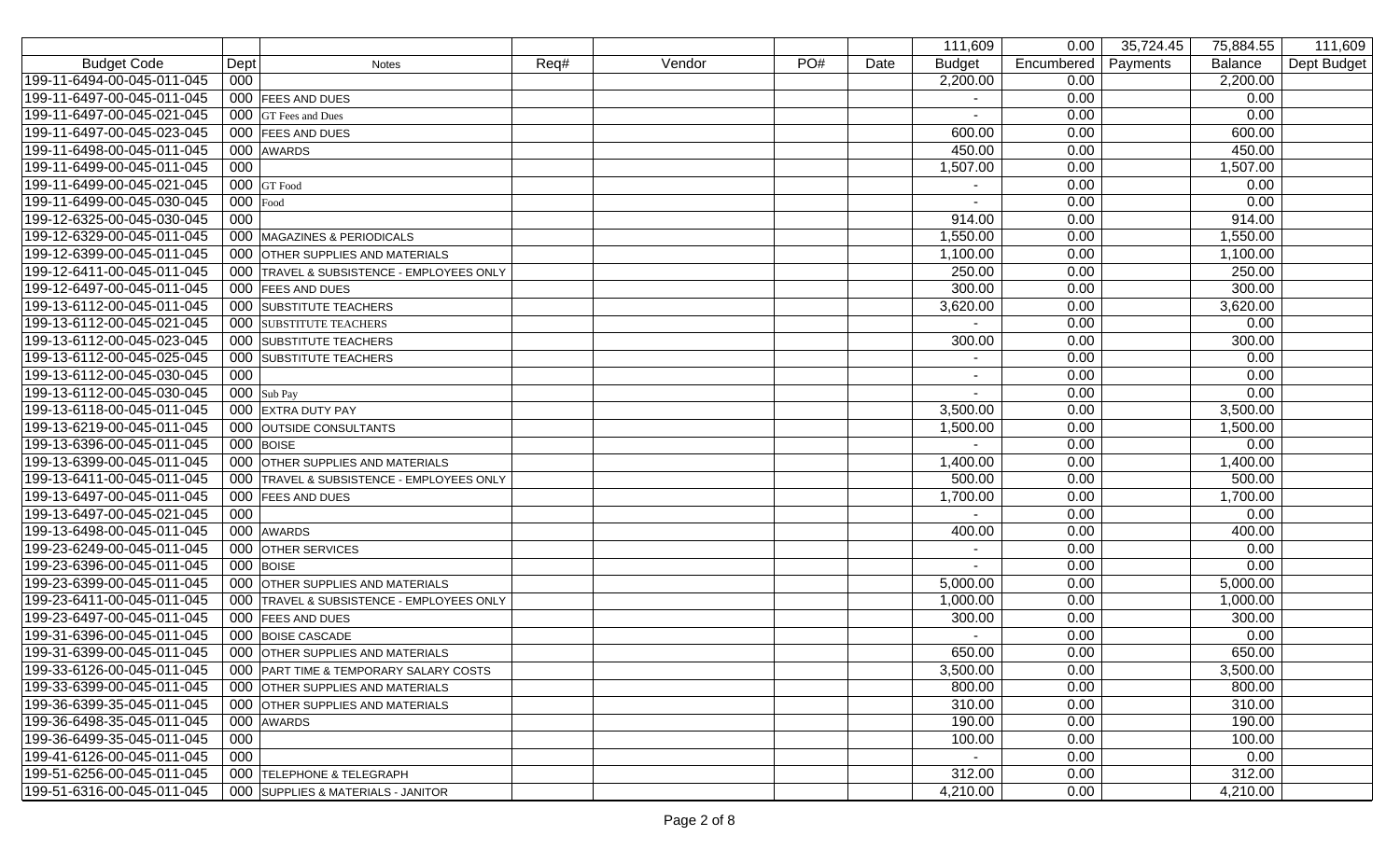| | | | | | | | 111,609 | 0.00 | 35,724.45 | 75,884.55 | 111,609 |
|---|---|---|---|---|---|---|---|---|---|---|---|
| Budget Code | Dept | Notes | Req# | Vendor | PO# | Date | Budget | Encumbered | Payments | Balance | Dept Budget |
| 199-11-6494-00-045-011-045 | 000 | | | | | | 2,200.00 | 0.00 | | 2,200.00 | |
| 199-11-6497-00-045-011-045 | 000 | FEES AND DUES | | | | | - | 0.00 | | 0.00 | |
| 199-11-6497-00-045-021-045 | 000 | GT Fees and Dues | | | | | - | 0.00 | | 0.00 | |
| 199-11-6497-00-045-023-045 | 000 | FEES AND DUES | | | | | 600.00 | 0.00 | | 600.00 | |
| 199-11-6498-00-045-011-045 | 000 | AWARDS | | | | | 450.00 | 0.00 | | 450.00 | |
| 199-11-6499-00-045-011-045 | 000 | | | | | | 1,507.00 | 0.00 | | 1,507.00 | |
| 199-11-6499-00-045-021-045 | 000 | GT Food | | | | | - | 0.00 | | 0.00 | |
| 199-11-6499-00-045-030-045 | 000 | Food | | | | | - | 0.00 | | 0.00 | |
| 199-12-6325-00-045-030-045 | 000 | | | | | | 914.00 | 0.00 | | 914.00 | |
| 199-12-6329-00-045-011-045 | 000 | MAGAZINES & PERIODICALS | | | | | 1,550.00 | 0.00 | | 1,550.00 | |
| 199-12-6399-00-045-011-045 | 000 | OTHER SUPPLIES AND MATERIALS | | | | | 1,100.00 | 0.00 | | 1,100.00 | |
| 199-12-6411-00-045-011-045 | 000 | TRAVEL & SUBSISTENCE - EMPLOYEES ONLY | | | | | 250.00 | 0.00 | | 250.00 | |
| 199-12-6497-00-045-011-045 | 000 | FEES AND DUES | | | | | 300.00 | 0.00 | | 300.00 | |
| 199-13-6112-00-045-011-045 | 000 | SUBSTITUTE TEACHERS | | | | | 3,620.00 | 0.00 | | 3,620.00 | |
| 199-13-6112-00-045-021-045 | 000 | SUBSTITUTE TEACHERS | | | | | - | 0.00 | | 0.00 | |
| 199-13-6112-00-045-023-045 | 000 | SUBSTITUTE TEACHERS | | | | | 300.00 | 0.00 | | 300.00 | |
| 199-13-6112-00-045-025-045 | 000 | SUBSTITUTE TEACHERS | | | | | - | 0.00 | | 0.00 | |
| 199-13-6112-00-045-030-045 | 000 | | | | | | - | 0.00 | | 0.00 | |
| 199-13-6112-00-045-030-045 | 000 | Sub Pay | | | | | - | 0.00 | | 0.00 | |
| 199-13-6118-00-045-011-045 | 000 | EXTRA DUTY PAY | | | | | 3,500.00 | 0.00 | | 3,500.00 | |
| 199-13-6219-00-045-011-045 | 000 | OUTSIDE CONSULTANTS | | | | | 1,500.00 | 0.00 | | 1,500.00 | |
| 199-13-6396-00-045-011-045 | 000 | BOISE | | | | | - | 0.00 | | 0.00 | |
| 199-13-6399-00-045-011-045 | 000 | OTHER SUPPLIES AND MATERIALS | | | | | 1,400.00 | 0.00 | | 1,400.00 | |
| 199-13-6411-00-045-011-045 | 000 | TRAVEL & SUBSISTENCE - EMPLOYEES ONLY | | | | | 500.00 | 0.00 | | 500.00 | |
| 199-13-6497-00-045-011-045 | 000 | FEES AND DUES | | | | | 1,700.00 | 0.00 | | 1,700.00 | |
| 199-13-6497-00-045-021-045 | 000 | | | | | | - | 0.00 | | 0.00 | |
| 199-13-6498-00-045-011-045 | 000 | AWARDS | | | | | 400.00 | 0.00 | | 400.00 | |
| 199-23-6249-00-045-011-045 | 000 | OTHER SERVICES | | | | | - | 0.00 | | 0.00 | |
| 199-23-6396-00-045-011-045 | 000 | BOISE | | | | | - | 0.00 | | 0.00 | |
| 199-23-6399-00-045-011-045 | 000 | OTHER SUPPLIES AND MATERIALS | | | | | 5,000.00 | 0.00 | | 5,000.00 | |
| 199-23-6411-00-045-011-045 | 000 | TRAVEL & SUBSISTENCE - EMPLOYEES ONLY | | | | | 1,000.00 | 0.00 | | 1,000.00 | |
| 199-23-6497-00-045-011-045 | 000 | FEES AND DUES | | | | | 300.00 | 0.00 | | 300.00 | |
| 199-31-6396-00-045-011-045 | 000 | BOISE CASCADE | | | | | - | 0.00 | | 0.00 | |
| 199-31-6399-00-045-011-045 | 000 | OTHER SUPPLIES AND MATERIALS | | | | | 650.00 | 0.00 | | 650.00 | |
| 199-33-6126-00-045-011-045 | 000 | PART TIME & TEMPORARY SALARY COSTS | | | | | 3,500.00 | 0.00 | | 3,500.00 | |
| 199-33-6399-00-045-011-045 | 000 | OTHER SUPPLIES AND MATERIALS | | | | | 800.00 | 0.00 | | 800.00 | |
| 199-36-6399-35-045-011-045 | 000 | OTHER SUPPLIES AND MATERIALS | | | | | 310.00 | 0.00 | | 310.00 | |
| 199-36-6498-35-045-011-045 | 000 | AWARDS | | | | | 190.00 | 0.00 | | 190.00 | |
| 199-36-6499-35-045-011-045 | 000 | | | | | | 100.00 | 0.00 | | 100.00 | |
| 199-41-6126-00-045-011-045 | 000 | | | | | | - | 0.00 | | 0.00 | |
| 199-51-6256-00-045-011-045 | 000 | TELEPHONE & TELEGRAPH | | | | | 312.00 | 0.00 | | 312.00 | |
| 199-51-6316-00-045-011-045 | 000 | SUPPLIES & MATERIALS - JANITOR | | | | | 4,210.00 | 0.00 | | 4,210.00 | |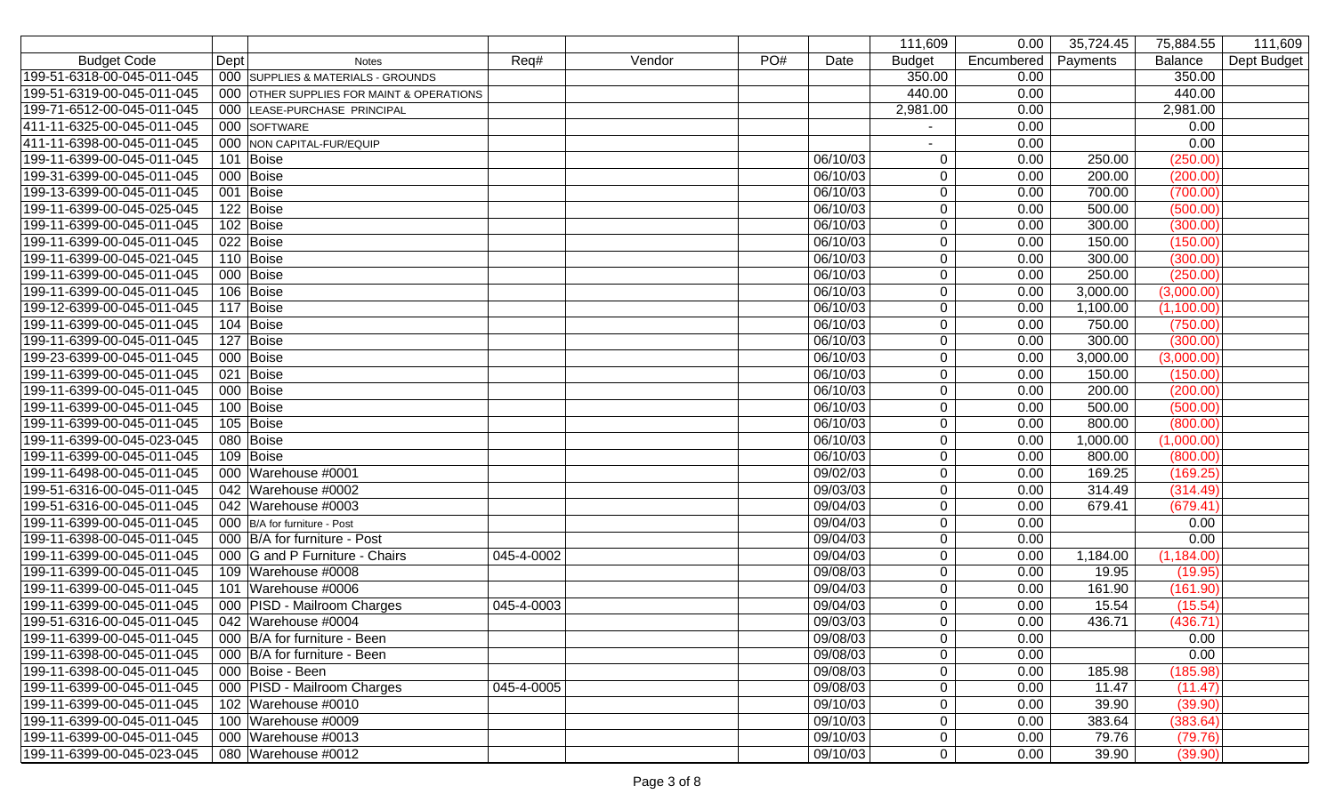| | | | | | | | 111,609 | 0.00 | 35,724.45 | 75,884.55 | 111,609 |
|---|---|---|---|---|---|---|---|---|---|---|---|
| Budget Code | Dept | Notes | Req# | Vendor | PO# | Date | Budget | Encumbered | Payments | Balance | Dept Budget |
| 199-51-6318-00-045-011-045 | 000 | SUPPLIES & MATERIALS - GROUNDS | | | | | 350.00 | 0.00 | | 350.00 | |
| 199-51-6319-00-045-011-045 | 000 | OTHER SUPPLIES FOR MAINT & OPERATIONS | | | | | 440.00 | 0.00 | | 440.00 | |
| 199-71-6512-00-045-011-045 | 000 | LEASE-PURCHASE PRINCIPAL | | | | | 2,981.00 | 0.00 | | 2,981.00 | |
| 411-11-6325-00-045-011-045 | 000 | SOFTWARE | | | | | - | 0.00 | | 0.00 | |
| 411-11-6398-00-045-011-045 | 000 | NON CAPITAL-FUR/EQUIP | | | | | - | 0.00 | | 0.00 | |
| 199-11-6399-00-045-011-045 | 101 | Boise | | | | 06/10/03 | 0 | 0.00 | 250.00 | (250.00) | |
| 199-31-6399-00-045-011-045 | 000 | Boise | | | | 06/10/03 | 0 | 0.00 | 200.00 | (200.00) | |
| 199-13-6399-00-045-011-045 | 001 | Boise | | | | 06/10/03 | 0 | 0.00 | 700.00 | (700.00) | |
| 199-11-6399-00-045-025-045 | 122 | Boise | | | | 06/10/03 | 0 | 0.00 | 500.00 | (500.00) | |
| 199-11-6399-00-045-011-045 | 102 | Boise | | | | 06/10/03 | 0 | 0.00 | 300.00 | (300.00) | |
| 199-11-6399-00-045-011-045 | 022 | Boise | | | | 06/10/03 | 0 | 0.00 | 150.00 | (150.00) | |
| 199-11-6399-00-045-021-045 | 110 | Boise | | | | 06/10/03 | 0 | 0.00 | 300.00 | (300.00) | |
| 199-11-6399-00-045-011-045 | 000 | Boise | | | | 06/10/03 | 0 | 0.00 | 250.00 | (250.00) | |
| 199-11-6399-00-045-011-045 | 106 | Boise | | | | 06/10/03 | 0 | 0.00 | 3,000.00 | (3,000.00) | |
| 199-12-6399-00-045-011-045 | 117 | Boise | | | | 06/10/03 | 0 | 0.00 | 1,100.00 | (1,100.00) | |
| 199-11-6399-00-045-011-045 | 104 | Boise | | | | 06/10/03 | 0 | 0.00 | 750.00 | (750.00) | |
| 199-11-6399-00-045-011-045 | 127 | Boise | | | | 06/10/03 | 0 | 0.00 | 300.00 | (300.00) | |
| 199-23-6399-00-045-011-045 | 000 | Boise | | | | 06/10/03 | 0 | 0.00 | 3,000.00 | (3,000.00) | |
| 199-11-6399-00-045-011-045 | 021 | Boise | | | | 06/10/03 | 0 | 0.00 | 150.00 | (150.00) | |
| 199-11-6399-00-045-011-045 | 000 | Boise | | | | 06/10/03 | 0 | 0.00 | 200.00 | (200.00) | |
| 199-11-6399-00-045-011-045 | 100 | Boise | | | | 06/10/03 | 0 | 0.00 | 500.00 | (500.00) | |
| 199-11-6399-00-045-011-045 | 105 | Boise | | | | 06/10/03 | 0 | 0.00 | 800.00 | (800.00) | |
| 199-11-6399-00-045-023-045 | 080 | Boise | | | | 06/10/03 | 0 | 0.00 | 1,000.00 | (1,000.00) | |
| 199-11-6399-00-045-011-045 | 109 | Boise | | | | 06/10/03 | 0 | 0.00 | 800.00 | (800.00) | |
| 199-11-6498-00-045-011-045 | 000 | Warehouse #0001 | | | | 09/02/03 | 0 | 0.00 | 169.25 | (169.25) | |
| 199-51-6316-00-045-011-045 | 042 | Warehouse #0002 | | | | 09/03/03 | 0 | 0.00 | 314.49 | (314.49) | |
| 199-51-6316-00-045-011-045 | 042 | Warehouse #0003 | | | | 09/04/03 | 0 | 0.00 | 679.41 | (679.41) | |
| 199-11-6399-00-045-011-045 | 000 | B/A for furniture - Post | | | | 09/04/03 | 0 | 0.00 | | 0.00 | |
| 199-11-6398-00-045-011-045 | 000 | B/A for furniture - Post | | | | 09/04/03 | 0 | 0.00 | | 0.00 | |
| 199-11-6399-00-045-011-045 | 000 | G and P Furniture - Chairs | 045-4-0002 | | | 09/04/03 | 0 | 0.00 | 1,184.00 | (1,184.00) | |
| 199-11-6399-00-045-011-045 | 109 | Warehouse #0008 | | | | 09/08/03 | 0 | 0.00 | 19.95 | (19.95) | |
| 199-11-6399-00-045-011-045 | 101 | Warehouse #0006 | | | | 09/04/03 | 0 | 0.00 | 161.90 | (161.90) | |
| 199-11-6399-00-045-011-045 | 000 | PISD - Mailroom Charges | 045-4-0003 | | | 09/04/03 | 0 | 0.00 | 15.54 | (15.54) | |
| 199-51-6316-00-045-011-045 | 042 | Warehouse #0004 | | | | 09/03/03 | 0 | 0.00 | 436.71 | (436.71) | |
| 199-11-6399-00-045-011-045 | 000 | B/A for furniture - Been | | | | 09/08/03 | 0 | 0.00 | | 0.00 | |
| 199-11-6398-00-045-011-045 | 000 | B/A for furniture - Been | | | | 09/08/03 | 0 | 0.00 | | 0.00 | |
| 199-11-6398-00-045-011-045 | 000 | Boise - Been | | | | 09/08/03 | 0 | 0.00 | 185.98 | (185.98) | |
| 199-11-6399-00-045-011-045 | 000 | PISD - Mailroom Charges | 045-4-0005 | | | 09/08/03 | 0 | 0.00 | 11.47 | (11.47) | |
| 199-11-6399-00-045-011-045 | 102 | Warehouse #0010 | | | | 09/10/03 | 0 | 0.00 | 39.90 | (39.90) | |
| 199-11-6399-00-045-011-045 | 100 | Warehouse #0009 | | | | 09/10/03 | 0 | 0.00 | 383.64 | (383.64) | |
| 199-11-6399-00-045-011-045 | 000 | Warehouse #0013 | | | | 09/10/03 | 0 | 0.00 | 79.76 | (79.76) | |
| 199-11-6399-00-045-023-045 | 080 | Warehouse #0012 | | | | 09/10/03 | 0 | 0.00 | 39.90 | (39.90) | |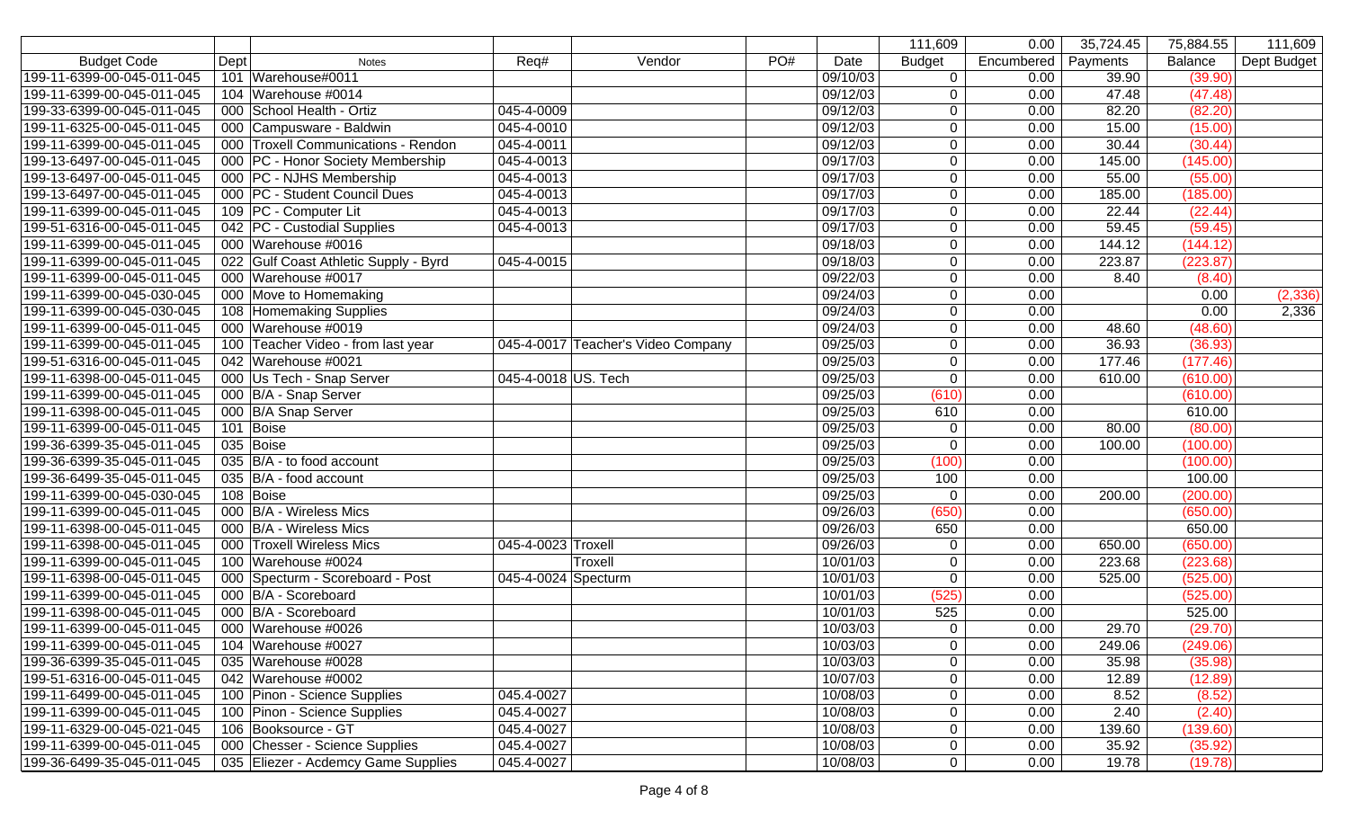| | | | | | | | 111,609 | 0.00 | 35,724.45 | 75,884.55 | 111,609 |
|---|---|---|---|---|---|---|---|---|---|---|---|
| Budget Code | Dept | Notes | Req# | Vendor | PO# | Date | Budget | Encumbered | Payments | Balance | Dept Budget |
| 199-11-6399-00-045-011-045 | 101 | Warehouse#0011 | | | | 09/10/03 | 0 | 0.00 | 39.90 | (39.90) | |
| 199-11-6399-00-045-011-045 | 104 | Warehouse #0014 | | | | 09/12/03 | 0 | 0.00 | 47.48 | (47.48) | |
| 199-33-6399-00-045-011-045 | 000 | School Health - Ortiz | 045-4-0009 | | | 09/12/03 | 0 | 0.00 | 82.20 | (82.20) | |
| 199-11-6325-00-045-011-045 | 000 | Campusware - Baldwin | 045-4-0010 | | | 09/12/03 | 0 | 0.00 | 15.00 | (15.00) | |
| 199-11-6399-00-045-011-045 | 000 | Troxell Communications - Rendon | 045-4-0011 | | | 09/12/03 | 0 | 0.00 | 30.44 | (30.44) | |
| 199-13-6497-00-045-011-045 | 000 | PC - Honor Society Membership | 045-4-0013 | | | 09/17/03 | 0 | 0.00 | 145.00 | (145.00) | |
| 199-13-6497-00-045-011-045 | 000 | PC - NJHS Membership | 045-4-0013 | | | 09/17/03 | 0 | 0.00 | 55.00 | (55.00) | |
| 199-13-6497-00-045-011-045 | 000 | PC - Student Council Dues | 045-4-0013 | | | 09/17/03 | 0 | 0.00 | 185.00 | (185.00) | |
| 199-11-6399-00-045-011-045 | 109 | PC - Computer Lit | 045-4-0013 | | | 09/17/03 | 0 | 0.00 | 22.44 | (22.44) | |
| 199-51-6316-00-045-011-045 | 042 | PC - Custodial Supplies | 045-4-0013 | | | 09/17/03 | 0 | 0.00 | 59.45 | (59.45) | |
| 199-11-6399-00-045-011-045 | 000 | Warehouse #0016 | | | | 09/18/03 | 0 | 0.00 | 144.12 | (144.12) | |
| 199-11-6399-00-045-011-045 | 022 | Gulf Coast Athletic Supply - Byrd | 045-4-0015 | | | 09/18/03 | 0 | 0.00 | 223.87 | (223.87) | |
| 199-11-6399-00-045-011-045 | 000 | Warehouse #0017 | | | | 09/22/03 | 0 | 0.00 | 8.40 | (8.40) | |
| 199-11-6399-00-045-030-045 | 000 | Move to Homemaking | | | | 09/24/03 | 0 | 0.00 | | 0.00 | (2,336) |
| 199-11-6399-00-045-030-045 | 108 | Homemaking Supplies | | | | 09/24/03 | 0 | 0.00 | | 0.00 | 2,336 |
| 199-11-6399-00-045-011-045 | 000 | Warehouse #0019 | | | | 09/24/03 | 0 | 0.00 | 48.60 | (48.60) | |
| 199-11-6399-00-045-011-045 | 100 | Teacher Video - from last year | 045-4-0017 | Teacher's Video Company | | 09/25/03 | 0 | 0.00 | 36.93 | (36.93) | |
| 199-51-6316-00-045-011-045 | 042 | Warehouse #0021 | | | | 09/25/03 | 0 | 0.00 | 177.46 | (177.46) | |
| 199-11-6398-00-045-011-045 | 000 | Us Tech - Snap Server | 045-4-0018 | US. Tech | | 09/25/03 | 0 | 0.00 | 610.00 | (610.00) | |
| 199-11-6399-00-045-011-045 | 000 | B/A - Snap Server | | | | 09/25/03 | (610) | 0.00 | | (610.00) | |
| 199-11-6398-00-045-011-045 | 000 | B/A Snap Server | | | | 09/25/03 | 610 | 0.00 | | 610.00 | |
| 199-11-6399-00-045-011-045 | 101 | Boise | | | | 09/25/03 | 0 | 0.00 | 80.00 | (80.00) | |
| 199-36-6399-35-045-011-045 | 035 | Boise | | | | 09/25/03 | 0 | 0.00 | 100.00 | (100.00) | |
| 199-36-6399-35-045-011-045 | 035 | B/A - to food account | | | | 09/25/03 | (100) | 0.00 | | (100.00) | |
| 199-36-6499-35-045-011-045 | 035 | B/A - food account | | | | 09/25/03 | 100 | 0.00 | | 100.00 | |
| 199-11-6399-00-045-030-045 | 108 | Boise | | | | 09/25/03 | 0 | 0.00 | 200.00 | (200.00) | |
| 199-11-6399-00-045-011-045 | 000 | B/A - Wireless Mics | | | | 09/26/03 | (650) | 0.00 | | (650.00) | |
| 199-11-6398-00-045-011-045 | 000 | B/A - Wireless Mics | | | | 09/26/03 | 650 | 0.00 | | 650.00 | |
| 199-11-6398-00-045-011-045 | 000 | Troxell Wireless Mics | 045-4-0023 | Troxell | | 09/26/03 | 0 | 0.00 | 650.00 | (650.00) | |
| 199-11-6399-00-045-011-045 | 100 | Warehouse #0024 | | Troxell | | 10/01/03 | 0 | 0.00 | 223.68 | (223.68) | |
| 199-11-6398-00-045-011-045 | 000 | Specturm - Scoreboard - Post | 045-4-0024 | Specturm | | 10/01/03 | 0 | 0.00 | 525.00 | (525.00) | |
| 199-11-6399-00-045-011-045 | 000 | B/A - Scoreboard | | | | 10/01/03 | (525) | 0.00 | | (525.00) | |
| 199-11-6398-00-045-011-045 | 000 | B/A - Scoreboard | | | | 10/01/03 | 525 | 0.00 | | 525.00 | |
| 199-11-6399-00-045-011-045 | 000 | Warehouse #0026 | | | | 10/03/03 | 0 | 0.00 | 29.70 | (29.70) | |
| 199-11-6399-00-045-011-045 | 104 | Warehouse #0027 | | | | 10/03/03 | 0 | 0.00 | 249.06 | (249.06) | |
| 199-36-6399-35-045-011-045 | 035 | Warehouse #0028 | | | | 10/03/03 | 0 | 0.00 | 35.98 | (35.98) | |
| 199-51-6316-00-045-011-045 | 042 | Warehouse #0002 | | | | 10/07/03 | 0 | 0.00 | 12.89 | (12.89) | |
| 199-11-6499-00-045-011-045 | 100 | Pinon - Science Supplies | 045.4-0027 | | | 10/08/03 | 0 | 0.00 | 8.52 | (8.52) | |
| 199-11-6399-00-045-011-045 | 100 | Pinon - Science Supplies | 045.4-0027 | | | 10/08/03 | 0 | 0.00 | 2.40 | (2.40) | |
| 199-11-6329-00-045-021-045 | 106 | Booksource - GT | 045.4-0027 | | | 10/08/03 | 0 | 0.00 | 139.60 | (139.60) | |
| 199-11-6399-00-045-011-045 | 000 | Chesser - Science Supplies | 045.4-0027 | | | 10/08/03 | 0 | 0.00 | 35.92 | (35.92) | |
| 199-36-6499-35-045-011-045 | 035 | Eliezer - Acdemcy Game Supplies | 045.4-0027 | | | 10/08/03 | 0 | 0.00 | 19.78 | (19.78) | |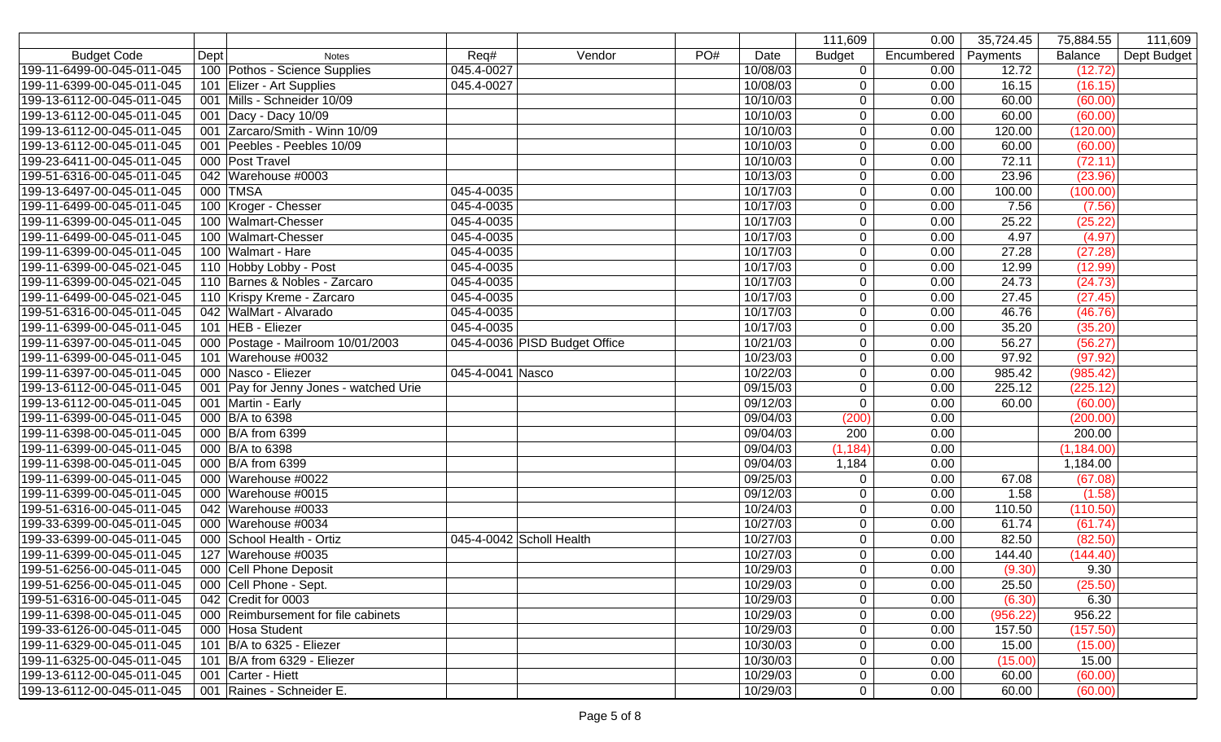| | | | | | | | 111,609 | 0.00 | 35,724.45 | 75,884.55 | 111,609 |
|---|---|---|---|---|---|---|---|---|---|---|---|
| Budget Code | Dept | Notes | Req# | Vendor | PO# | Date | Budget | Encumbered | Payments | Balance | Dept Budget |
| 199-11-6499-00-045-011-045 | 100 | Pothos - Science Supplies | 045.4-0027 | | | 10/08/03 | 0 | 0.00 | 12.72 | (12.72) | |
| 199-11-6399-00-045-011-045 | 101 | Elizer - Art Supplies | 045.4-0027 | | | 10/08/03 | 0 | 0.00 | 16.15 | (16.15) | |
| 199-13-6112-00-045-011-045 | 001 | Mills - Schneider 10/09 | | | | 10/10/03 | 0 | 0.00 | 60.00 | (60.00) | |
| 199-13-6112-00-045-011-045 | 001 | Dacy - Dacy 10/09 | | | | 10/10/03 | 0 | 0.00 | 60.00 | (60.00) | |
| 199-13-6112-00-045-011-045 | 001 | Zarcaro/Smith - Winn 10/09 | | | | 10/10/03 | 0 | 0.00 | 120.00 | (120.00) | |
| 199-13-6112-00-045-011-045 | 001 | Peebles - Peebles 10/09 | | | | 10/10/03 | 0 | 0.00 | 60.00 | (60.00) | |
| 199-23-6411-00-045-011-045 | 000 | Post Travel | | | | 10/10/03 | 0 | 0.00 | 72.11 | (72.11) | |
| 199-51-6316-00-045-011-045 | 042 | Warehouse #0003 | | | | 10/13/03 | 0 | 0.00 | 23.96 | (23.96) | |
| 199-13-6497-00-045-011-045 | 000 | TMSA | 045-4-0035 | | | 10/17/03 | 0 | 0.00 | 100.00 | (100.00) | |
| 199-11-6499-00-045-011-045 | 100 | Kroger - Chesser | 045-4-0035 | | | 10/17/03 | 0 | 0.00 | 7.56 | (7.56) | |
| 199-11-6399-00-045-011-045 | 100 | Walmart-Chesser | 045-4-0035 | | | 10/17/03 | 0 | 0.00 | 25.22 | (25.22) | |
| 199-11-6499-00-045-011-045 | 100 | Walmart-Chesser | 045-4-0035 | | | 10/17/03 | 0 | 0.00 | 4.97 | (4.97) | |
| 199-11-6399-00-045-011-045 | 100 | Walmart - Hare | 045-4-0035 | | | 10/17/03 | 0 | 0.00 | 27.28 | (27.28) | |
| 199-11-6399-00-045-021-045 | 110 | Hobby Lobby - Post | 045-4-0035 | | | 10/17/03 | 0 | 0.00 | 12.99 | (12.99) | |
| 199-11-6399-00-045-021-045 | 110 | Barnes & Nobles - Zarcaro | 045-4-0035 | | | 10/17/03 | 0 | 0.00 | 24.73 | (24.73) | |
| 199-11-6499-00-045-021-045 | 110 | Krispy Kreme - Zarcaro | 045-4-0035 | | | 10/17/03 | 0 | 0.00 | 27.45 | (27.45) | |
| 199-51-6316-00-045-011-045 | 042 | WalMart - Alvarado | 045-4-0035 | | | 10/17/03 | 0 | 0.00 | 46.76 | (46.76) | |
| 199-11-6399-00-045-011-045 | 101 | HEB - Eliezer | 045-4-0035 | | | 10/17/03 | 0 | 0.00 | 35.20 | (35.20) | |
| 199-11-6397-00-045-011-045 | 000 | Postage - Mailroom 10/01/2003 | 045-4-0036 | PISD Budget Office | | 10/21/03 | 0 | 0.00 | 56.27 | (56.27) | |
| 199-11-6399-00-045-011-045 | 101 | Warehouse #0032 | | | | 10/23/03 | 0 | 0.00 | 97.92 | (97.92) | |
| 199-11-6397-00-045-011-045 | 000 | Nasco - Eliezer | 045-4-0041 | Nasco | | 10/22/03 | 0 | 0.00 | 985.42 | (985.42) | |
| 199-13-6112-00-045-011-045 | 001 | Pay for Jenny Jones - watched Urie | | | | 09/15/03 | 0 | 0.00 | 225.12 | (225.12) | |
| 199-13-6112-00-045-011-045 | 001 | Martin - Early | | | | 09/12/03 | 0 | 0.00 | 60.00 | (60.00) | |
| 199-11-6399-00-045-011-045 | 000 | B/A to 6398 | | | | 09/04/03 | (200) | 0.00 | | (200.00) | |
| 199-11-6398-00-045-011-045 | 000 | B/A from 6399 | | | | 09/04/03 | 200 | 0.00 | | 200.00 | |
| 199-11-6399-00-045-011-045 | 000 | B/A to 6398 | | | | 09/04/03 | (1,184) | 0.00 | | (1,184.00) | |
| 199-11-6398-00-045-011-045 | 000 | B/A from 6399 | | | | 09/04/03 | 1,184 | 0.00 | | 1,184.00 | |
| 199-11-6399-00-045-011-045 | 000 | Warehouse #0022 | | | | 09/25/03 | 0 | 0.00 | 67.08 | (67.08) | |
| 199-11-6399-00-045-011-045 | 000 | Warehouse #0015 | | | | 09/12/03 | 0 | 0.00 | 1.58 | (1.58) | |
| 199-51-6316-00-045-011-045 | 042 | Warehouse #0033 | | | | 10/24/03 | 0 | 0.00 | 110.50 | (110.50) | |
| 199-33-6399-00-045-011-045 | 000 | Warehouse #0034 | | | | 10/27/03 | 0 | 0.00 | 61.74 | (61.74) | |
| 199-33-6399-00-045-011-045 | 000 | School Health - Ortiz | 045-4-0042 | Scholl Health | | 10/27/03 | 0 | 0.00 | 82.50 | (82.50) | |
| 199-11-6399-00-045-011-045 | 127 | Warehouse #0035 | | | | 10/27/03 | 0 | 0.00 | 144.40 | (144.40) | |
| 199-51-6256-00-045-011-045 | 000 | Cell Phone Deposit | | | | 10/29/03 | 0 | 0.00 | (9.30) | 9.30 | |
| 199-51-6256-00-045-011-045 | 000 | Cell Phone - Sept. | | | | 10/29/03 | 0 | 0.00 | 25.50 | (25.50) | |
| 199-51-6316-00-045-011-045 | 042 | Credit for 0003 | | | | 10/29/03 | 0 | 0.00 | (6.30) | 6.30 | |
| 199-11-6398-00-045-011-045 | 000 | Reimbursement for file cabinets | | | | 10/29/03 | 0 | 0.00 | (956.22) | 956.22 | |
| 199-33-6126-00-045-011-045 | 000 | Hosa Student | | | | 10/29/03 | 0 | 0.00 | 157.50 | (157.50) | |
| 199-11-6329-00-045-011-045 | 101 | B/A to 6325 - Eliezer | | | | 10/30/03 | 0 | 0.00 | 15.00 | (15.00) | |
| 199-11-6325-00-045-011-045 | 101 | B/A from 6329 - Eliezer | | | | 10/30/03 | 0 | 0.00 | (15.00) | 15.00 | |
| 199-13-6112-00-045-011-045 | 001 | Carter - Hiett | | | | 10/29/03 | 0 | 0.00 | 60.00 | (60.00) | |
| 199-13-6112-00-045-011-045 | 001 | Raines - Schneider E. | | | | 10/29/03 | 0 | 0.00 | 60.00 | (60.00) | |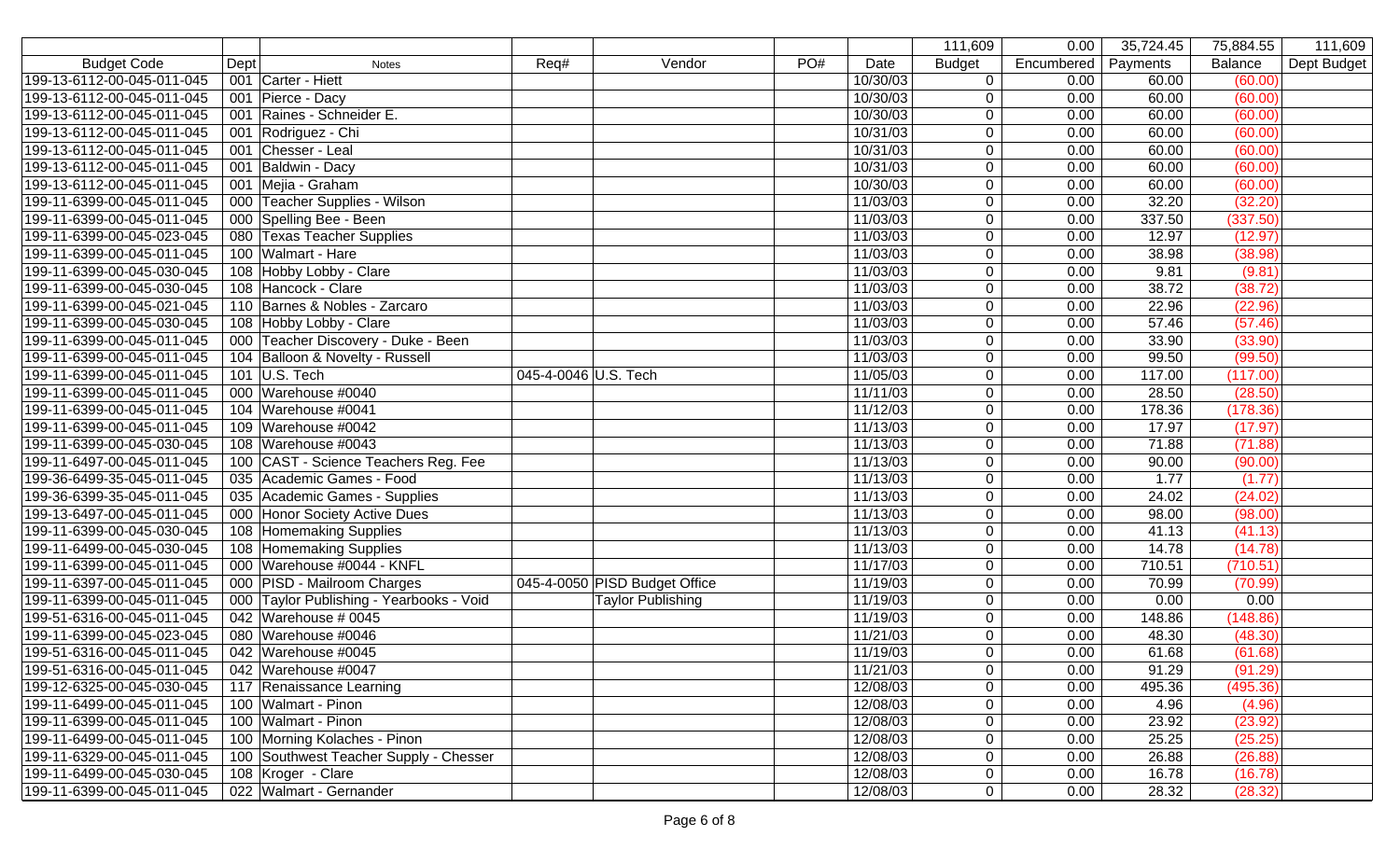| | | | | | | | 111,609 | 0.00 | 35,724.45 | 75,884.55 | 111,609 |
|---|---|---|---|---|---|---|---|---|---|---|---|
| Budget Code | Dept | Notes | Req# | Vendor | PO# | Date | Budget | Encumbered | Payments | Balance | Dept Budget |
| 199-13-6112-00-045-011-045 | 001 | Carter - Hiett | | | | 10/30/03 | 0 | 0.00 | 60.00 | (60.00) | |
| 199-13-6112-00-045-011-045 | 001 | Pierce - Dacy | | | | 10/30/03 | 0 | 0.00 | 60.00 | (60.00) | |
| 199-13-6112-00-045-011-045 | 001 | Raines - Schneider E. | | | | 10/30/03 | 0 | 0.00 | 60.00 | (60.00) | |
| 199-13-6112-00-045-011-045 | 001 | Rodriguez - Chi | | | | 10/31/03 | 0 | 0.00 | 60.00 | (60.00) | |
| 199-13-6112-00-045-011-045 | 001 | Chesser - Leal | | | | 10/31/03 | 0 | 0.00 | 60.00 | (60.00) | |
| 199-13-6112-00-045-011-045 | 001 | Baldwin - Dacy | | | | 10/31/03 | 0 | 0.00 | 60.00 | (60.00) | |
| 199-13-6112-00-045-011-045 | 001 | Mejia - Graham | | | | 10/30/03 | 0 | 0.00 | 60.00 | (60.00) | |
| 199-11-6399-00-045-011-045 | 000 | Teacher Supplies - Wilson | | | | 11/03/03 | 0 | 0.00 | 32.20 | (32.20) | |
| 199-11-6399-00-045-011-045 | 000 | Spelling Bee - Been | | | | 11/03/03 | 0 | 0.00 | 337.50 | (337.50) | |
| 199-11-6399-00-045-023-045 | 080 | Texas Teacher Supplies | | | | 11/03/03 | 0 | 0.00 | 12.97 | (12.97) | |
| 199-11-6399-00-045-011-045 | 100 | Walmart - Hare | | | | 11/03/03 | 0 | 0.00 | 38.98 | (38.98) | |
| 199-11-6399-00-045-030-045 | 108 | Hobby Lobby - Clare | | | | 11/03/03 | 0 | 0.00 | 9.81 | (9.81) | |
| 199-11-6399-00-045-030-045 | 108 | Hancock - Clare | | | | 11/03/03 | 0 | 0.00 | 38.72 | (38.72) | |
| 199-11-6399-00-045-021-045 | 110 | Barnes & Nobles - Zarcaro | | | | 11/03/03 | 0 | 0.00 | 22.96 | (22.96) | |
| 199-11-6399-00-045-030-045 | 108 | Hobby Lobby - Clare | | | | 11/03/03 | 0 | 0.00 | 57.46 | (57.46) | |
| 199-11-6399-00-045-011-045 | 000 | Teacher Discovery - Duke - Been | | | | 11/03/03 | 0 | 0.00 | 33.90 | (33.90) | |
| 199-11-6399-00-045-011-045 | 104 | Balloon & Novelty - Russell | | | | 11/03/03 | 0 | 0.00 | 99.50 | (99.50) | |
| 199-11-6399-00-045-011-045 | 101 | U.S. Tech | 045-4-0046 | U.S. Tech | | 11/05/03 | 0 | 0.00 | 117.00 | (117.00) | |
| 199-11-6399-00-045-011-045 | 000 | Warehouse #0040 | | | | 11/11/03 | 0 | 0.00 | 28.50 | (28.50) | |
| 199-11-6399-00-045-011-045 | 104 | Warehouse #0041 | | | | 11/12/03 | 0 | 0.00 | 178.36 | (178.36) | |
| 199-11-6399-00-045-011-045 | 109 | Warehouse #0042 | | | | 11/13/03 | 0 | 0.00 | 17.97 | (17.97) | |
| 199-11-6399-00-045-030-045 | 108 | Warehouse #0043 | | | | 11/13/03 | 0 | 0.00 | 71.88 | (71.88) | |
| 199-11-6497-00-045-011-045 | 100 | CAST - Science Teachers Reg. Fee | | | | 11/13/03 | 0 | 0.00 | 90.00 | (90.00) | |
| 199-36-6499-35-045-011-045 | 035 | Academic Games - Food | | | | 11/13/03 | 0 | 0.00 | 1.77 | (1.77) | |
| 199-36-6399-35-045-011-045 | 035 | Academic Games - Supplies | | | | 11/13/03 | 0 | 0.00 | 24.02 | (24.02) | |
| 199-13-6497-00-045-011-045 | 000 | Honor Society Active Dues | | | | 11/13/03 | 0 | 0.00 | 98.00 | (98.00) | |
| 199-11-6399-00-045-030-045 | 108 | Homemaking Supplies | | | | 11/13/03 | 0 | 0.00 | 41.13 | (41.13) | |
| 199-11-6499-00-045-030-045 | 108 | Homemaking Supplies | | | | 11/13/03 | 0 | 0.00 | 14.78 | (14.78) | |
| 199-11-6399-00-045-011-045 | 000 | Warehouse #0044 - KNFL | | | | 11/17/03 | 0 | 0.00 | 710.51 | (710.51) | |
| 199-11-6397-00-045-011-045 | 000 | PISD - Mailroom Charges | 045-4-0050 | PISD Budget Office | | 11/19/03 | 0 | 0.00 | 70.99 | (70.99) | |
| 199-11-6399-00-045-011-045 | 000 | Taylor Publishing - Yearbooks - Void | | Taylor Publishing | | 11/19/03 | 0 | 0.00 | 0.00 | 0.00 | |
| 199-51-6316-00-045-011-045 | 042 | Warehouse # 0045 | | | | 11/19/03 | 0 | 0.00 | 148.86 | (148.86) | |
| 199-11-6399-00-045-023-045 | 080 | Warehouse #0046 | | | | 11/21/03 | 0 | 0.00 | 48.30 | (48.30) | |
| 199-51-6316-00-045-011-045 | 042 | Warehouse #0045 | | | | 11/19/03 | 0 | 0.00 | 61.68 | (61.68) | |
| 199-51-6316-00-045-011-045 | 042 | Warehouse #0047 | | | | 11/21/03 | 0 | 0.00 | 91.29 | (91.29) | |
| 199-12-6325-00-045-030-045 | 117 | Renaissance Learning | | | | 12/08/03 | 0 | 0.00 | 495.36 | (495.36) | |
| 199-11-6499-00-045-011-045 | 100 | Walmart - Pinon | | | | 12/08/03 | 0 | 0.00 | 4.96 | (4.96) | |
| 199-11-6399-00-045-011-045 | 100 | Walmart - Pinon | | | | 12/08/03 | 0 | 0.00 | 23.92 | (23.92) | |
| 199-11-6499-00-045-011-045 | 100 | Morning Kolaches - Pinon | | | | 12/08/03 | 0 | 0.00 | 25.25 | (25.25) | |
| 199-11-6329-00-045-011-045 | 100 | Southwest Teacher Supply - Chesser | | | | 12/08/03 | 0 | 0.00 | 26.88 | (26.88) | |
| 199-11-6499-00-045-030-045 | 108 | Kroger - Clare | | | | 12/08/03 | 0 | 0.00 | 16.78 | (16.78) | |
| 199-11-6399-00-045-011-045 | 022 | Walmart - Gernander | | | | 12/08/03 | 0 | 0.00 | 28.32 | (28.32) | |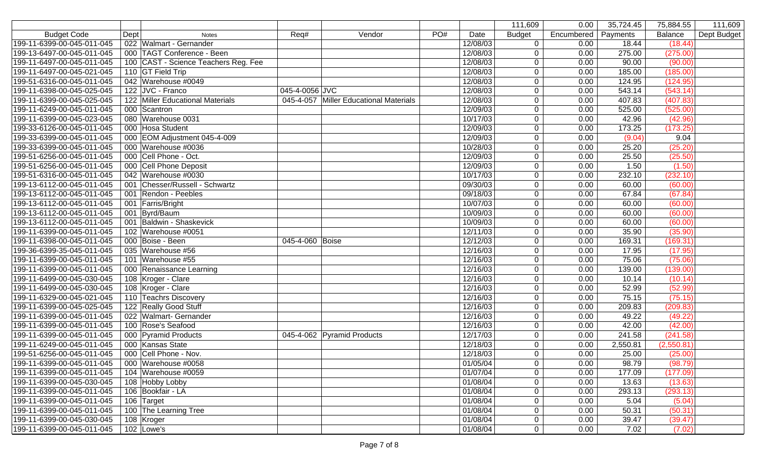| | | | | | | | 111,609 | 0.00 | 35,724.45 | 75,884.55 | 111,609 |
|---|---|---|---|---|---|---|---|---|---|---|---|
| Budget Code | Dept | Notes | Req# | Vendor | PO# | Date | Budget | Encumbered | Payments | Balance | Dept Budget |
| 199-11-6399-00-045-011-045 | 022 | Walmart - Gernander | | | | 12/08/03 | 0 | 0.00 | 18.44 | (18.44) | |
| 199-13-6497-00-045-011-045 | 000 | TAGT Conference - Been | | | | 12/08/03 | 0 | 0.00 | 275.00 | (275.00) | |
| 199-11-6497-00-045-011-045 | 100 | CAST - Science Teachers Reg. Fee | | | | 12/08/03 | 0 | 0.00 | 90.00 | (90.00) | |
| 199-11-6497-00-045-021-045 | 110 | GT Field Trip | | | | 12/08/03 | 0 | 0.00 | 185.00 | (185.00) | |
| 199-51-6316-00-045-011-045 | 042 | Warehouse #0049 | | | | 12/08/03 | 0 | 0.00 | 124.95 | (124.95) | |
| 199-11-6398-00-045-025-045 | 122 | JVC - Franco | 045-4-0056 | JVC | | 12/08/03 | 0 | 0.00 | 543.14 | (543.14) | |
| 199-11-6399-00-045-025-045 | 122 | Miller Educational Materials | 045-4-057 | Miller Educational Materials | | 12/08/03 | 0 | 0.00 | 407.83 | (407.83) | |
| 199-11-6249-00-045-011-045 | 000 | Scantron | | | | 12/09/03 | 0 | 0.00 | 525.00 | (525.00) | |
| 199-11-6399-00-045-023-045 | 080 | Warehouse 0031 | | | | 10/17/03 | 0 | 0.00 | 42.96 | (42.96) | |
| 199-33-6126-00-045-011-045 | 000 | Hosa Student | | | | 12/09/03 | 0 | 0.00 | 173.25 | (173.25) | |
| 199-33-6399-00-045-011-045 | 000 | EOM Adjustment 045-4-009 | | | | 12/09/03 | 0 | 0.00 | (9.04) | 9.04 | |
| 199-33-6399-00-045-011-045 | 000 | Warehouse #0036 | | | | 10/28/03 | 0 | 0.00 | 25.20 | (25.20) | |
| 199-51-6256-00-045-011-045 | 000 | Cell Phone - Oct. | | | | 12/09/03 | 0 | 0.00 | 25.50 | (25.50) | |
| 199-51-6256-00-045-011-045 | 000 | Cell Phone Deposit | | | | 12/09/03 | 0 | 0.00 | 1.50 | (1.50) | |
| 199-51-6316-00-045-011-045 | 042 | Warehouse #0030 | | | | 10/17/03 | 0 | 0.00 | 232.10 | (232.10) | |
| 199-13-6112-00-045-011-045 | 001 | Chesser/Russell - Schwartz | | | | 09/30/03 | 0 | 0.00 | 60.00 | (60.00) | |
| 199-13-6112-00-045-011-045 | 001 | Rendon - Peebles | | | | 09/18/03 | 0 | 0.00 | 67.84 | (67.84) | |
| 199-13-6112-00-045-011-045 | 001 | Farris/Bright | | | | 10/07/03 | 0 | 0.00 | 60.00 | (60.00) | |
| 199-13-6112-00-045-011-045 | 001 | Byrd/Baum | | | | 10/09/03 | 0 | 0.00 | 60.00 | (60.00) | |
| 199-13-6112-00-045-011-045 | 001 | Baldwin - Shaskevick | | | | 10/09/03 | 0 | 0.00 | 60.00 | (60.00) | |
| 199-11-6399-00-045-011-045 | 102 | Warehouse #0051 | | | | 12/11/03 | 0 | 0.00 | 35.90 | (35.90) | |
| 199-11-6398-00-045-011-045 | 000 | Boise - Been | 045-4-060 | Boise | | 12/12/03 | 0 | 0.00 | 169.31 | (169.31) | |
| 199-36-6399-35-045-011-045 | 035 | Warehouse #56 | | | | 12/16/03 | 0 | 0.00 | 17.95 | (17.95) | |
| 199-11-6399-00-045-011-045 | 101 | Warehouse #55 | | | | 12/16/03 | 0 | 0.00 | 75.06 | (75.06) | |
| 199-11-6399-00-045-011-045 | 000 | Renaissance Learning | | | | 12/16/03 | 0 | 0.00 | 139.00 | (139.00) | |
| 199-11-6499-00-045-030-045 | 108 | Kroger - Clare | | | | 12/16/03 | 0 | 0.00 | 10.14 | (10.14) | |
| 199-11-6499-00-045-030-045 | 108 | Kroger - Clare | | | | 12/16/03 | 0 | 0.00 | 52.99 | (52.99) | |
| 199-11-6329-00-045-021-045 | 110 | Teachrs Discovery | | | | 12/16/03 | 0 | 0.00 | 75.15 | (75.15) | |
| 199-11-6399-00-045-025-045 | 122 | Really Good Stuff | | | | 12/16/03 | 0 | 0.00 | 209.83 | (209.83) | |
| 199-11-6399-00-045-011-045 | 022 | Walmart- Gernander | | | | 12/16/03 | 0 | 0.00 | 49.22 | (49.22) | |
| 199-11-6399-00-045-011-045 | 100 | Rose's Seafood | | | | 12/16/03 | 0 | 0.00 | 42.00 | (42.00) | |
| 199-11-6399-00-045-011-045 | 000 | Pyramid Products | 045-4-062 | Pyramid Products | | 12/17/03 | 0 | 0.00 | 241.58 | (241.58) | |
| 199-11-6249-00-045-011-045 | 000 | Kansas State | | | | 12/18/03 | 0 | 0.00 | 2,550.81 | (2,550.81) | |
| 199-51-6256-00-045-011-045 | 000 | Cell Phone - Nov. | | | | 12/18/03 | 0 | 0.00 | 25.00 | (25.00) | |
| 199-11-6399-00-045-011-045 | 000 | Warehouse #0058 | | | | 01/05/04 | 0 | 0.00 | 98.79 | (98.79) | |
| 199-11-6399-00-045-011-045 | 104 | Warehouse #0059 | | | | 01/07/04 | 0 | 0.00 | 177.09 | (177.09) | |
| 199-11-6399-00-045-030-045 | 108 | Hobby Lobby | | | | 01/08/04 | 0 | 0.00 | 13.63 | (13.63) | |
| 199-11-6399-00-045-011-045 | 106 | Bookfair - LA | | | | 01/08/04 | 0 | 0.00 | 293.13 | (293.13) | |
| 199-11-6399-00-045-011-045 | 106 | Target | | | | 01/08/04 | 0 | 0.00 | 5.04 | (5.04) | |
| 199-11-6399-00-045-011-045 | 100 | The Learning Tree | | | | 01/08/04 | 0 | 0.00 | 50.31 | (50.31) | |
| 199-11-6399-00-045-030-045 | 108 | Kroger | | | | 01/08/04 | 0 | 0.00 | 39.47 | (39.47) | |
| 199-11-6399-00-045-011-045 | 102 | Lowe's | | | | 01/08/04 | 0 | 0.00 | 7.02 | (7.02) | |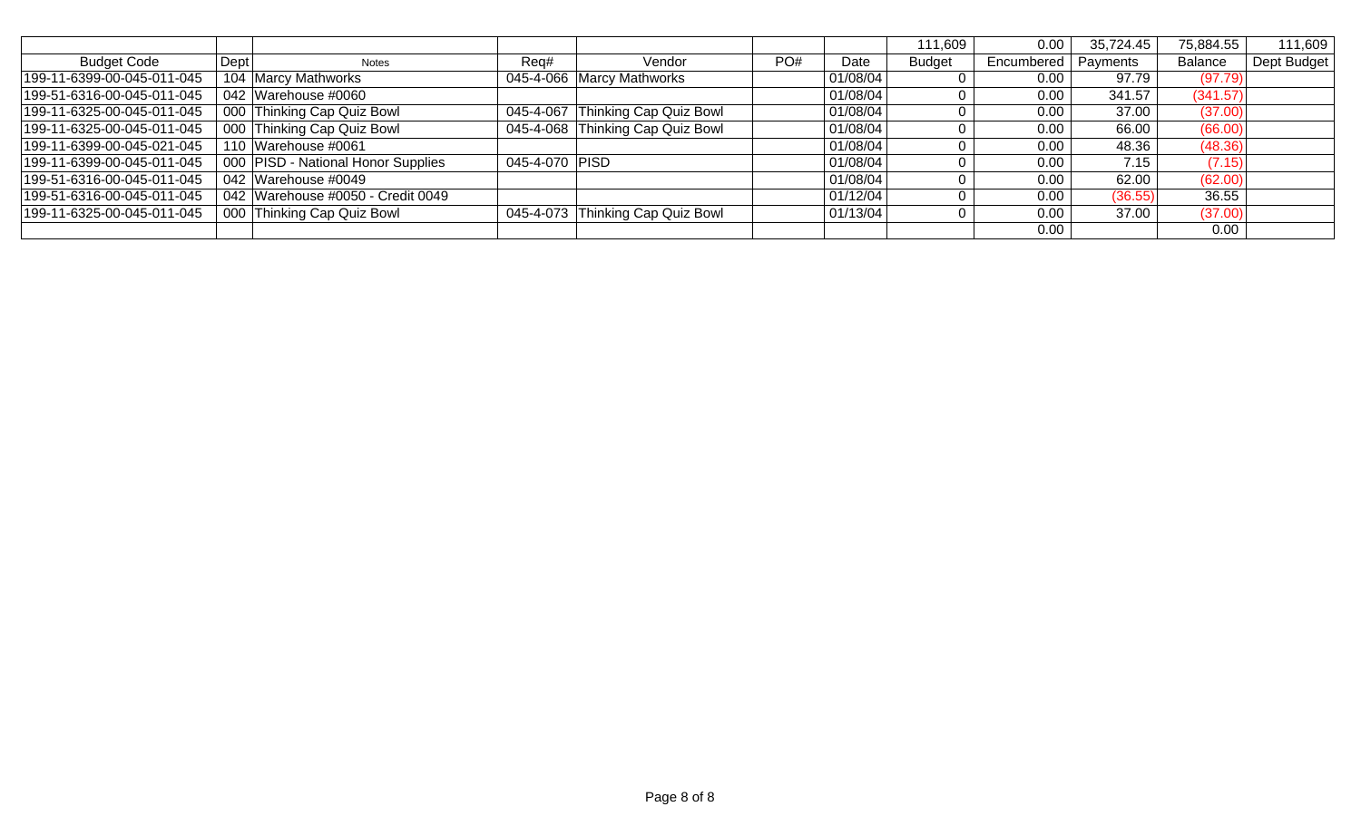| | | | | | | | 111,609 | 0.00 | 35,724.45 | 75,884.55 | 111,609 |
|---|---|---|---|---|---|---|---|---|---|---|---|
| Budget Code | Dept | Notes | Req# | Vendor | PO# | Date | Budget | Encumbered | Payments | Balance | Dept Budget |
| 199-11-6399-00-045-011-045 | 104 | Marcy Mathworks | 045-4-066 | Marcy Mathworks | | 01/08/04 | 0 | 0.00 | 97.79 | (97.79) | |
| 199-51-6316-00-045-011-045 | 042 | Warehouse #0060 | | | | 01/08/04 | 0 | 0.00 | 341.57 | (341.57) | |
| 199-11-6325-00-045-011-045 | 000 | Thinking Cap Quiz Bowl | 045-4-067 | Thinking Cap Quiz Bowl | | 01/08/04 | 0 | 0.00 | 37.00 | (37.00) | |
| 199-11-6325-00-045-011-045 | 000 | Thinking Cap Quiz Bowl | 045-4-068 | Thinking Cap Quiz Bowl | | 01/08/04 | 0 | 0.00 | 66.00 | (66.00) | |
| 199-11-6399-00-045-021-045 | 110 | Warehouse #0061 | | | | 01/08/04 | 0 | 0.00 | 48.36 | (48.36) | |
| 199-11-6399-00-045-011-045 | 000 | PISD - National Honor Supplies | 045-4-070 | PISD | | 01/08/04 | 0 | 0.00 | 7.15 | (7.15) | |
| 199-51-6316-00-045-011-045 | 042 | Warehouse #0049 | | | | 01/08/04 | 0 | 0.00 | 62.00 | (62.00) | |
| 199-51-6316-00-045-011-045 | 042 | Warehouse #0050 - Credit 0049 | | | | 01/12/04 | 0 | 0.00 | (36.55) | 36.55 | |
| 199-11-6325-00-045-011-045 | 000 | Thinking Cap Quiz Bowl | 045-4-073 | Thinking Cap Quiz Bowl | | 01/13/04 | 0 | 0.00 | 37.00 | (37.00) | |
| | | | | | | | | 0.00 | | 0.00 | |